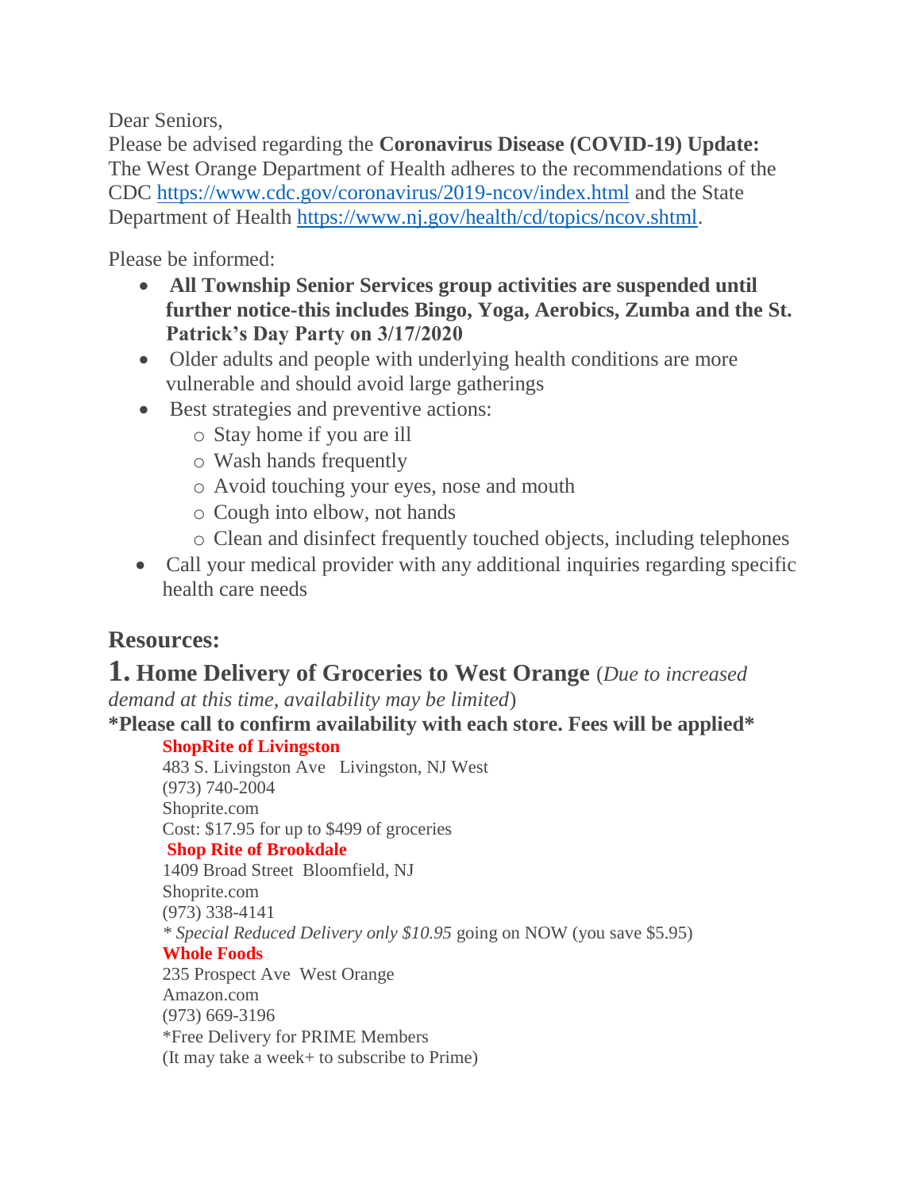Dear Seniors,

Please be advised regarding the **Coronavirus Disease (COVID-19) Update:** The West Orange Department of Health adheres to the recommendations of the CDC https://www.cdc.gov/coronavirus/2019-ncov/index.html and the State Department of Health https://www.nj.gov/health/cd/topics/ncov.shtml.

Please be informed:

- **All Township Senior Services group activities are suspended until further notice-this includes Bingo, Yoga, Aerobics, Zumba and the St. Patrick's Day Party on 3/17/2020**
- Older adults and people with underlying health conditions are more vulnerable and should avoid large gatherings
- Best strategies and preventive actions:
  - Stay home if you are ill
  - Wash hands frequently
  - Avoid touching your eyes, nose and mouth
  - Cough into elbow, not hands
  - Clean and disinfect frequently touched objects, including telephones
- Call your medical provider with any additional inquiries regarding specific health care needs

## Resources:

### 1. Home Delivery of Groceries to West Orange (*Due to increased demand at this time, availability may be limited*)

**\*Please call to confirm availability with each store. Fees will be applied\***

**ShopRite of Livingston**
483 S. Livingston Ave  Livingston, NJ West
(973) 740-2004
Shoprite.com
Cost: $17.95 for up to $499 of groceries

**Shop Rite of Brookdale**
1409 Broad Street  Bloomfield, NJ
Shoprite.com
(973) 338-4141
*\* Special Reduced Delivery only $10.95* going on NOW (you save $5.95)

**Whole Foods**
235 Prospect Ave  West Orange
Amazon.com
(973) 669-3196
\*Free Delivery for PRIME Members
(It may take a week+ to subscribe to Prime)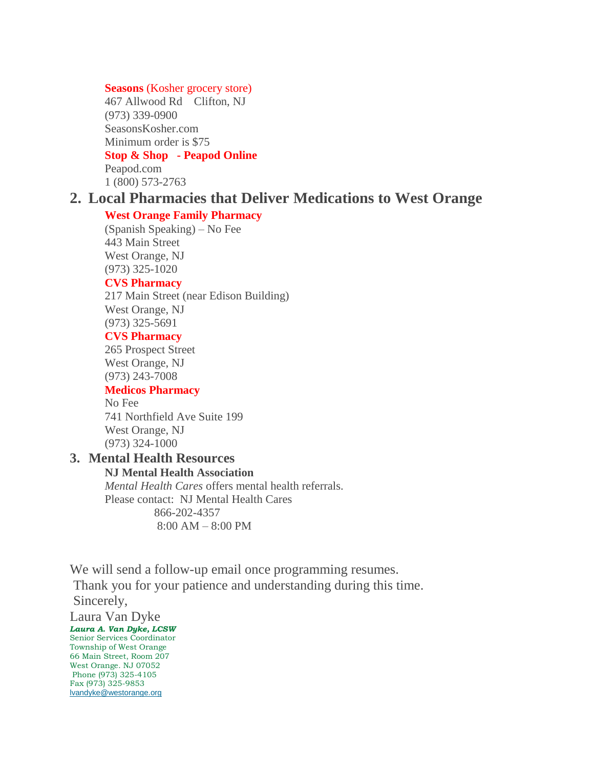**Seasons** (Kosher grocery store)
467 Allwood Rd    Clifton, NJ
(973) 339-0900
SeasonsKosher.com
Minimum order is $75

**Stop & Shop   - Peapod Online**
Peapod.com
1 (800) 573-2763

## 2. Local Pharmacies that Deliver Medications to West Orange

**West Orange Family Pharmacy**
(Spanish Speaking) – No Fee
443 Main Street
West Orange, NJ
(973) 325-1020

**CVS Pharmacy**
217 Main Street (near Edison Building)
West Orange, NJ
(973) 325-5691

**CVS Pharmacy**
265 Prospect Street
West Orange, NJ
(973) 243-7008

**Medicos Pharmacy**
No Fee
741 Northfield Ave Suite 199
West Orange, NJ
(973) 324-1000

## 3. Mental Health Resources

**NJ Mental Health Association**
*Mental Health Cares* offers mental health referrals.
Please contact:  NJ Mental Health Cares
866-202-4357
8:00 AM – 8:00 PM

We will send a follow-up email once programming resumes.
Thank you for your patience and understanding during this time.
Sincerely,

Laura Van Dyke
***Laura A. Van Dyke, LCSW***
Senior Services Coordinator
Township of West Orange
66 Main Street, Room 207
West Orange. NJ 07052
Phone (973) 325-4105
Fax (973) 325-9853
lvandyke@westorange.org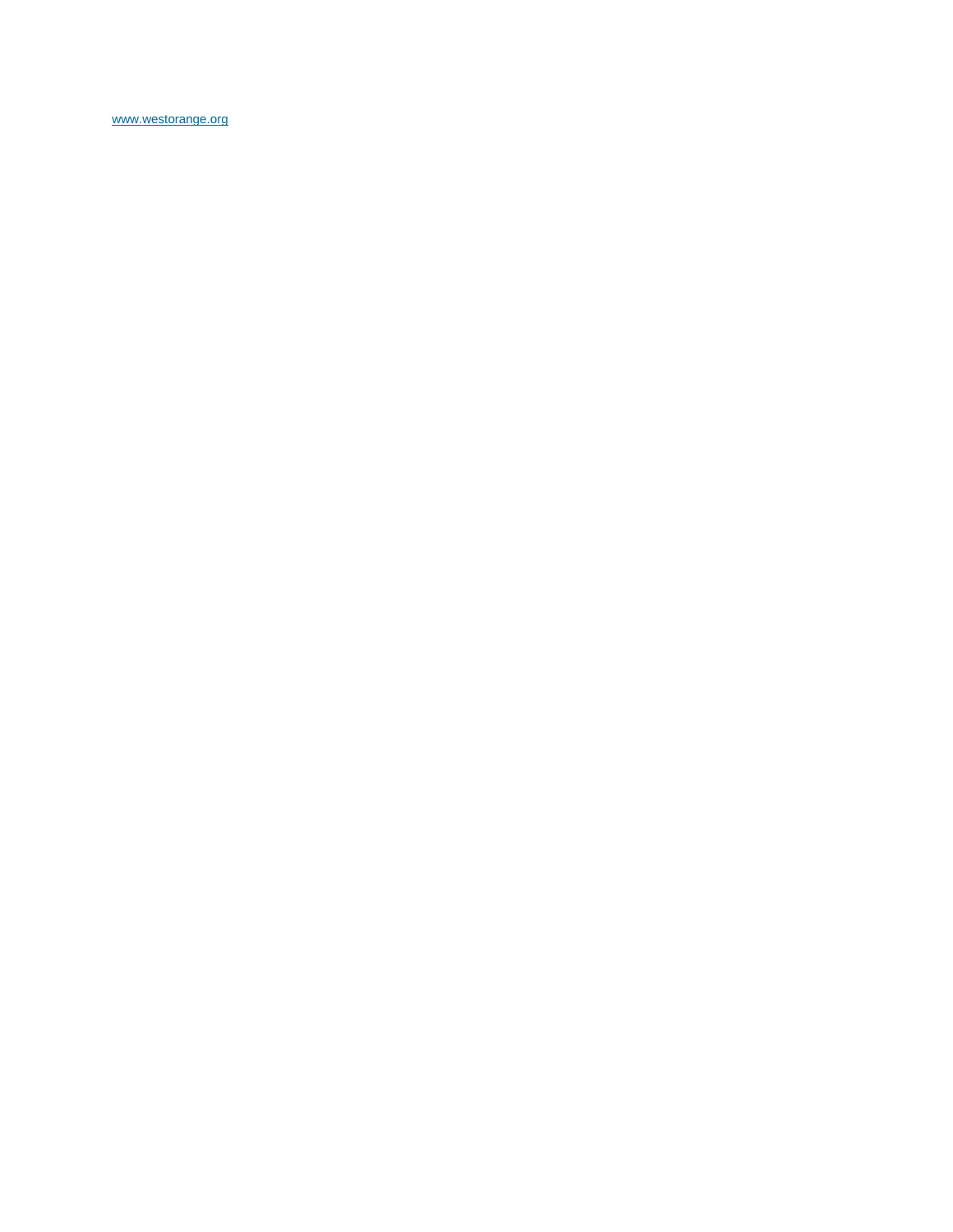[www.westorange.org](http://www.westorange.org)